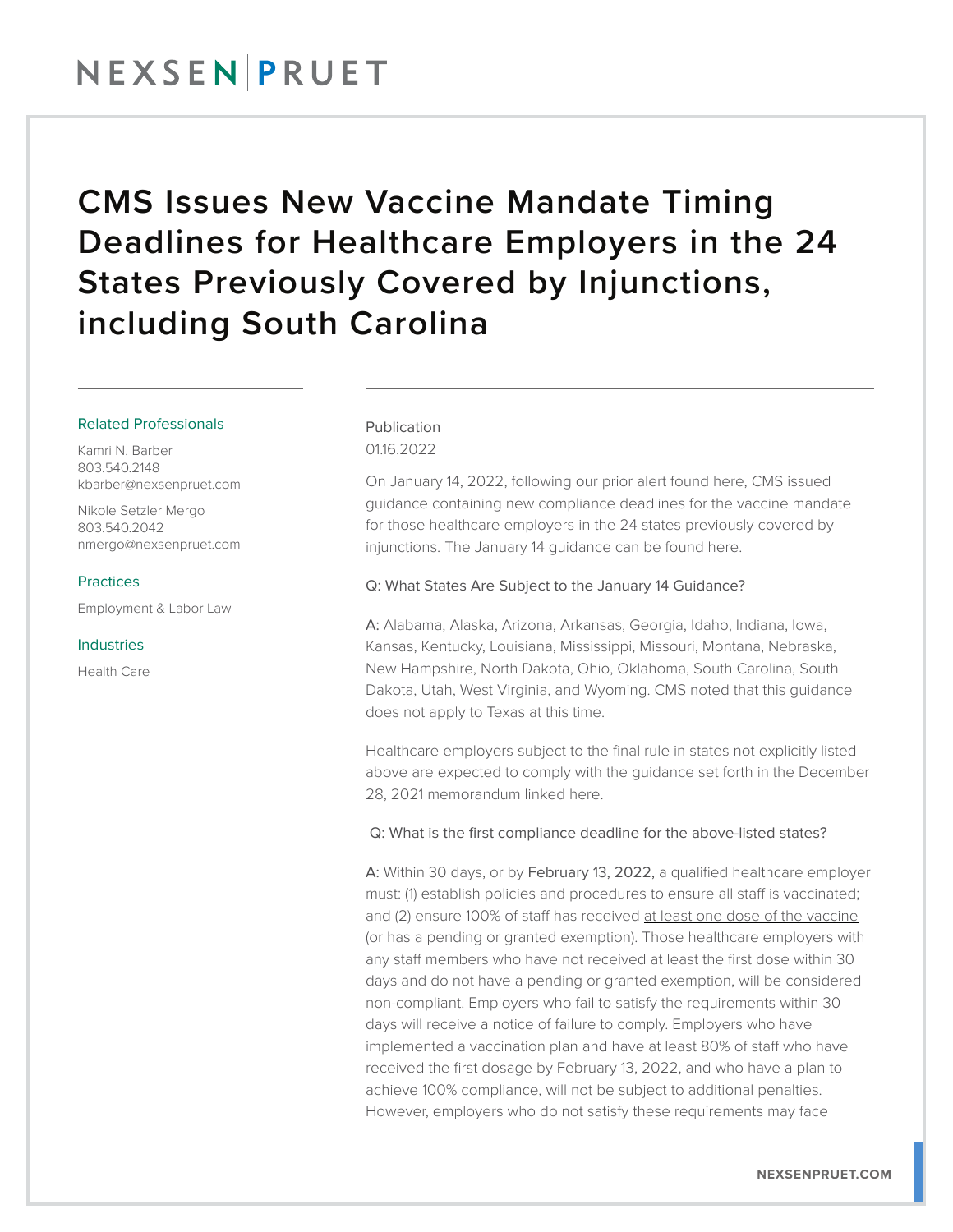# CMS Issues New Vaccine Mandate Timing Deadlines for Healthcare Employers in the 24 States Previously Covered by Injunctions, including South Carolina

**Related Professionals**

Kamri N. Barber
803.540.2148
kbarber@nexsenpruet.com

Nikole Setzler Mergo
803.540.2042
nmergo@nexsenpruet.com

**Practices**

Employment & Labor Law

**Industries**

Health Care

Publication
01.16.2022

On January 14, 2022, following our prior alert found here, CMS issued guidance containing new compliance deadlines for the vaccine mandate for those healthcare employers in the 24 states previously covered by injunctions. The January 14 guidance can be found here.

Q: What States Are Subject to the January 14 Guidance?

A: Alabama, Alaska, Arizona, Arkansas, Georgia, Idaho, Indiana, Iowa, Kansas, Kentucky, Louisiana, Mississippi, Missouri, Montana, Nebraska, New Hampshire, North Dakota, Ohio, Oklahoma, South Carolina, South Dakota, Utah, West Virginia, and Wyoming. CMS noted that this guidance does not apply to Texas at this time.

Healthcare employers subject to the final rule in states not explicitly listed above are expected to comply with the guidance set forth in the December 28, 2021 memorandum linked here.

Q: What is the first compliance deadline for the above-listed states?

A: Within 30 days, or by February 13, 2022, a qualified healthcare employer must: (1) establish policies and procedures to ensure all staff is vaccinated; and (2) ensure 100% of staff has received at least one dose of the vaccine (or has a pending or granted exemption). Those healthcare employers with any staff members who have not received at least the first dose within 30 days and do not have a pending or granted exemption, will be considered non-compliant. Employers who fail to satisfy the requirements within 30 days will receive a notice of failure to comply. Employers who have implemented a vaccination plan and have at least 80% of staff who have received the first dosage by February 13, 2022, and who have a plan to achieve 100% compliance, will not be subject to additional penalties. However, employers who do not satisfy these requirements may face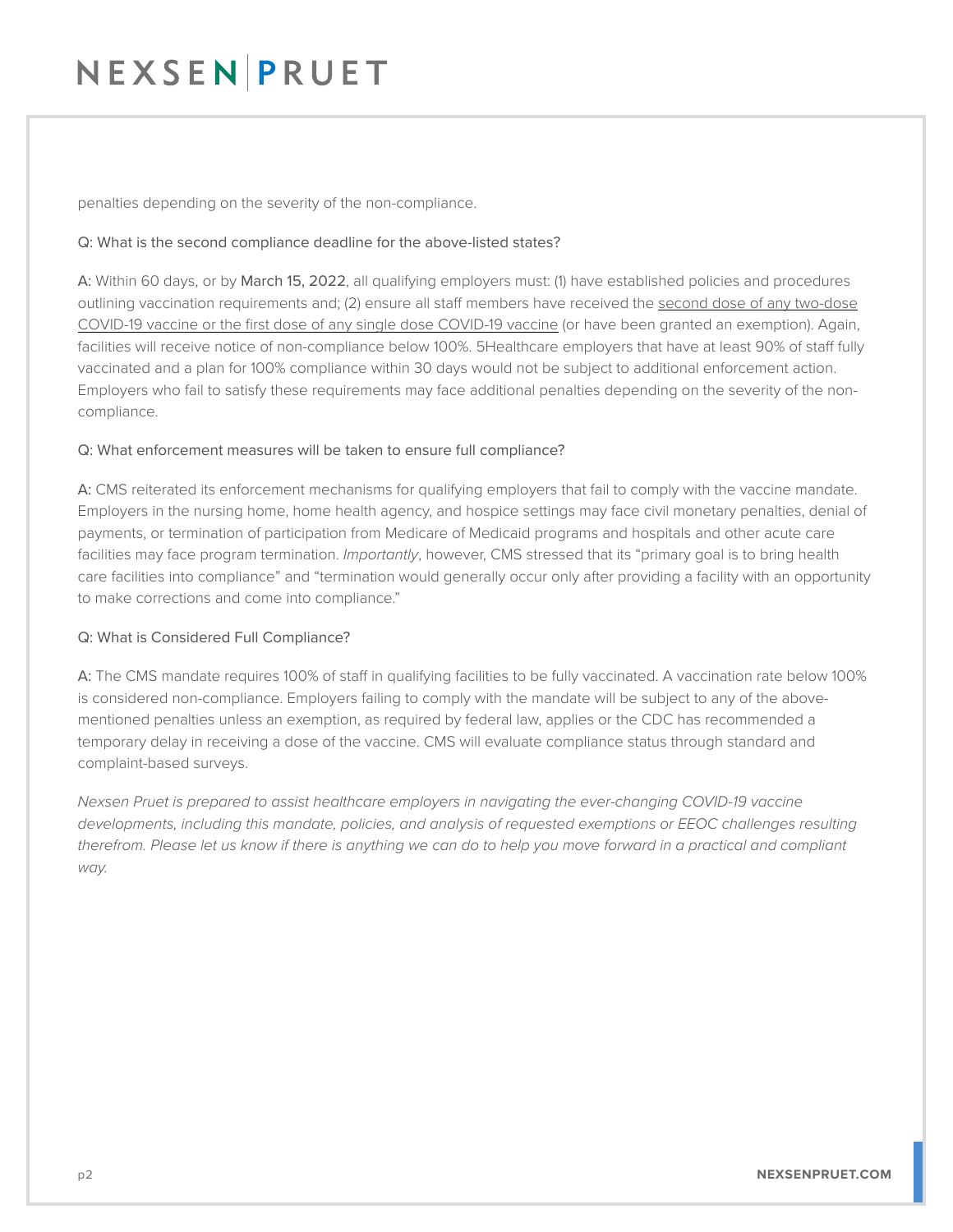penalties depending on the severity of the non-compliance.

Q: What is the second compliance deadline for the above-listed states?

A: Within 60 days, or by March 15, 2022, all qualifying employers must: (1) have established policies and procedures outlining vaccination requirements and; (2) ensure all staff members have received the second dose of any two-dose COVID-19 vaccine or the first dose of any single dose COVID-19 vaccine (or have been granted an exemption). Again, facilities will receive notice of non-compliance below 100%. 5Healthcare employers that have at least 90% of staff fully vaccinated and a plan for 100% compliance within 30 days would not be subject to additional enforcement action. Employers who fail to satisfy these requirements may face additional penalties depending on the severity of the non-compliance.

Q: What enforcement measures will be taken to ensure full compliance?

A: CMS reiterated its enforcement mechanisms for qualifying employers that fail to comply with the vaccine mandate. Employers in the nursing home, home health agency, and hospice settings may face civil monetary penalties, denial of payments, or termination of participation from Medicare of Medicaid programs and hospitals and other acute care facilities may face program termination. *Importantly*, however, CMS stressed that its "primary goal is to bring health care facilities into compliance" and "termination would generally occur only after providing a facility with an opportunity to make corrections and come into compliance."

Q: What is Considered Full Compliance?

A: The CMS mandate requires 100% of staff in qualifying facilities to be fully vaccinated. A vaccination rate below 100% is considered non-compliance. Employers failing to comply with the mandate will be subject to any of the above-mentioned penalties unless an exemption, as required by federal law, applies or the CDC has recommended a temporary delay in receiving a dose of the vaccine. CMS will evaluate compliance status through standard and complaint-based surveys.

*Nexsen Pruet is prepared to assist healthcare employers in navigating the ever-changing COVID-19 vaccine developments, including this mandate, policies, and analysis of requested exemptions or EEOC challenges resulting therefrom. Please let us know if there is anything we can do to help you move forward in a practical and compliant way.*